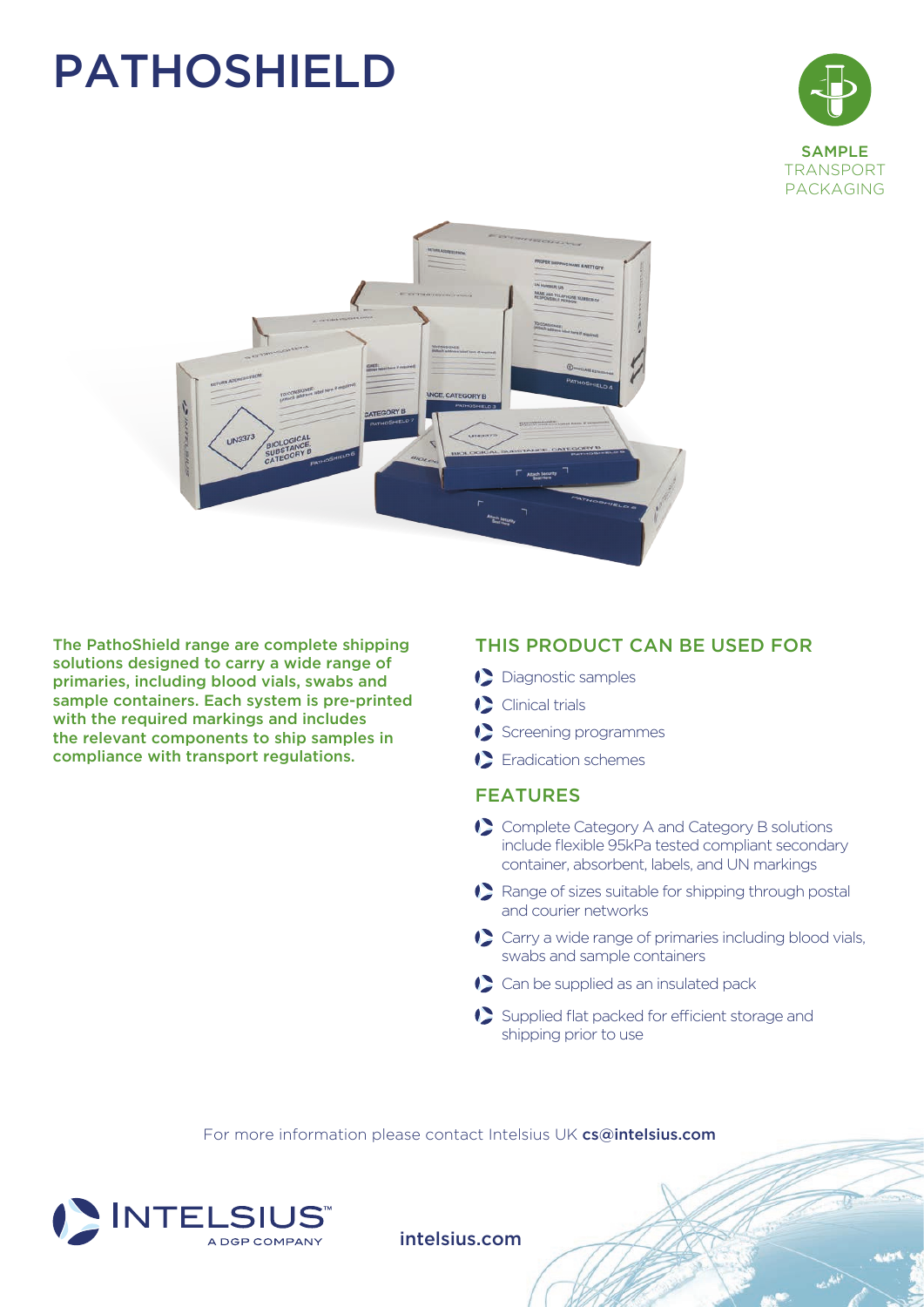# PATHOSHIELD

SAMPLE
TRANSPORT
PACKAGING

**The PathoShield range are complete shipping solutions designed to carry a wide range of primaries, including blood vials, swabs and sample containers. Each system is pre-printed with the required markings and includes the relevant components to ship samples in compliance with transport regulations.**

## THIS PRODUCT CAN BE USED FOR

- Diagnostic samples
- Clinical trials
- Screening programmes
- Eradication schemes

## FEATURES

- Complete Category A and Category B solutions include flexible 95kPa tested compliant secondary container, absorbent, labels, and UN markings
- Range of sizes suitable for shipping through postal and courier networks
- Carry a wide range of primaries including blood vials, swabs and sample containers
- Can be supplied as an insulated pack
- Supplied flat packed for efficient storage and shipping prior to use

For more information please contact Intelsius UK **cs@intelsius.com**

INTELSIUS™ A DGP COMPANY

intelsius.com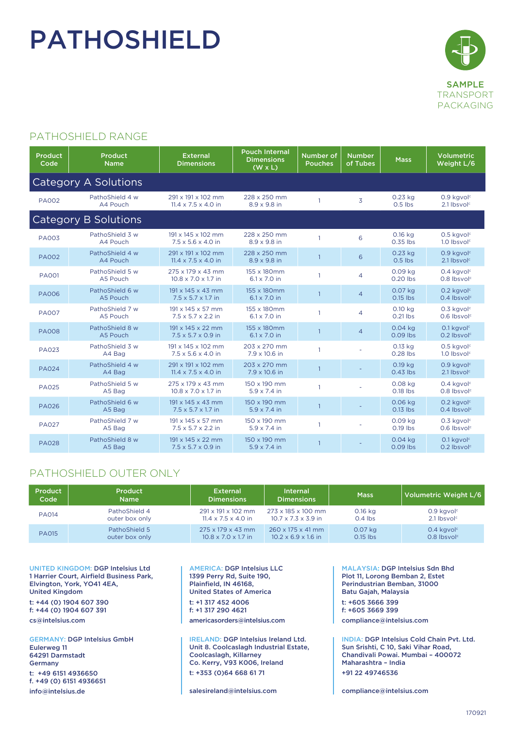# PATHOSHIELD

SAMPLE TRANSPORT PACKAGING

## PATHOSHIELD RANGE

| Product Code | Product Name | External Dimensions | Pouch Internal Dimensions (W x L) | Number of Pouches | Number of Tubes | Mass | Volumetric Weight L/6 |
|---|---|---|---|---|---|---|---|
| **Category A Solutions** | | | | | | | |
| PA002 | PathoShield 4 w A4 Pouch | 291 x 191 x 102 mm 11.4 x 7.5 x 4.0 in | 228 x 250 mm 8.9 x 9.8 in | 1 | 3 | 0.23 kg 0.5 lbs | 0.9 kgvol[c] 2.1 lbsvol[c] |
| **Category B Solutions** | | | | | | | |
| PA003 | PathoShield 3 w A4 Pouch | 191 x 145 x 102 mm 7.5 x 5.6 x 4.0 in | 228 x 250 mm 8.9 x 9.8 in | 1 | 6 | 0.16 kg 0.35 lbs | 0.5 kgvol[c] 1.0 lbsvol[c] |
| PA002 | PathoShield 4 w A4 Pouch | 291 x 191 x 102 mm 11.4 x 7.5 x 4.0 in | 228 x 250 mm 8.9 x 9.8 in | 1 | 6 | 0.23 kg 0.5 lbs | 0.9 kgvol[c] 2.1 lbsvol[c] |
| PA001 | PathoShield 5 w A5 Pouch | 275 x 179 x 43 mm 10.8 x 7.0 x 1.7 in | 155 x 180mm 6.1 x 7.0 in | 1 | 4 | 0.09 kg 0.20 lbs | 0.4 kgvol[c] 0.8 lbsvol[c] |
| PA006 | PathoShield 6 w A5 Pouch | 191 x 145 x 43 mm 7.5 x 5.7 x 1.7 in | 155 x 180mm 6.1 x 7.0 in | 1 | 4 | 0.07 kg 0.15 lbs | 0.2 kgvol[c] 0.4 lbsvol[c] |
| PA007 | PathoShield 7 w A5 Pouch | 191 x 145 x 57 mm 7.5 x 5.7 x 2.2 in | 155 x 180mm 6.1 x 7.0 in | 1 | 4 | 0.10 kg 0.21 lbs | 0.3 kgvol[c] 0.6 lbsvol[c] |
| PA008 | PathoShield 8 w A5 Pouch | 191 x 145 x 22 mm 7.5 x 5.7 x 0.9 in | 155 x 180mm 6.1 x 7.0 in | 1 | 4 | 0.04 kg 0.09 lbs | 0.1 kgvol[c] 0.2 lbsvol[c] |
| PA023 | PathoShield 3 w A4 Bag | 191 x 145 x 102 mm 7.5 x 5.6 x 4.0 in | 203 x 270 mm 7.9 x 10.6 in | 1 | - | 0.13 kg 0.28 lbs | 0.5 kgvol[c] 1.0 lbsvol[c] |
| PA024 | PathoShield 4 w A4 Bag | 291 x 191 x 102 mm 11.4 x 7.5 x 4.0 in | 203 x 270 mm 7.9 x 10.6 in | 1 | - | 0.19 kg 0.43 lbs | 0.9 kgvol[c] 2.1 lbsvol[c] |
| PA025 | PathoShield 5 w A5 Bag | 275 x 179 x 43 mm 10.8 x 7.0 x 1.7 in | 150 x 190 mm 5.9 x 7.4 in | 1 | - | 0.08 kg 0.18 lbs | 0.4 kgvol[c] 0.8 lbsvol[c] |
| PA026 | PathoShield 6 w A5 Bag | 191 x 145 x 43 mm 7.5 x 5.7 x 1.7 in | 150 x 190 mm 5.9 x 7.4 in | 1 | - | 0.06 kg 0.13 lbs | 0.2 kgvol[c] 0.4 lbsvol[c] |
| PA027 | PathoShield 7 w A5 Bag | 191 x 145 x 57 mm 7.5 x 5.7 x 2.2 in | 150 x 190 mm 5.9 x 7.4 in | 1 | - | 0.09 kg 0.19 lbs | 0.3 kgvol[c] 0.6 lbsvol[c] |
| PA028 | PathoShield 8 w A5 Bag | 191 x 145 x 22 mm 7.5 x 5.7 x 0.9 in | 150 x 190 mm 5.9 x 7.4 in | 1 | - | 0.04 kg 0.09 lbs | 0.1 kgvol[c] 0.2 lbsvol[c] |

## PATHOSHIELD OUTER ONLY

| Product Code | Product Name | External Dimensions | Internal Dimensions | Mass | Volumetric Weight L/6 |
|---|---|---|---|---|---|
| PA014 | PathoShield 4 outer box only | 291 x 191 x 102 mm 11.4 x 7.5 x 4.0 in | 273 x 185 x 100 mm 10.7 x 7.3 x 3.9 in | 0.16 kg 0.4 lbs | 0.9 kgvol[c] 2.1 lbsvol[c] |
| PA015 | PathoShield 5 outer box only | 275 x 179 x 43 mm 10.8 x 7.0 x 1.7 in | 260 x 175 x 41 mm 10.2 x 6.9 x 1.6 in | 0.07 kg 0.15 lbs | 0.4 kgvol[c] 0.8 lbsvol[c] |

UNITED KINGDOM: **DGP Intelsius Ltd**
1 Harrier Court, Airfield Business Park,
Elvington, York, YO41 4EA,
United Kingdom
t: +44 (0) 1904 607 390
f: +44 (0) 1904 607 391
cs@intelsius.com

GERMANY: **DGP Intelsius GmbH**
Eulerweg 11
64291 Darmstadt
Germany
t: +49 6151 4936650
f. +49 (0) 6151 4936651
info@intelsius.de

AMERICA: **DGP Intelsius LLC**
1399 Perry Rd, Suite 190,
Plainfield, IN 46168,
United States of America
t: +1 317 452 4006
f: +1 317 290 4621
americasorders@intelsius.com

IRELAND: **DGP Intelsius Ireland Ltd.**
Unit 8. Coolcaslagh Industrial Estate,
Coolcaslagh, Killarney
Co. Kerry, V93 K006, Ireland
t: +353 (0)64 668 61 71
salesireland@intelsius.com

MALAYSIA: **DGP Intelsius Sdn Bhd**
Plot 11, Lorong Bemban 2, Estet
Perindustrian Bemban, 31000
Batu Gajah, Malaysia
t: +605 3666 399
f: +605 3669 399
compliance@intelsius.com

INDIA: **DGP Intelsius Cold Chain Pvt. Ltd.**
Sun Srishti, C 10, Saki Vihar Road,
Chandivali Powai. Mumbai – 400072
Maharashtra – India
+91 22 49746536
compliance@intelsius.com

170921